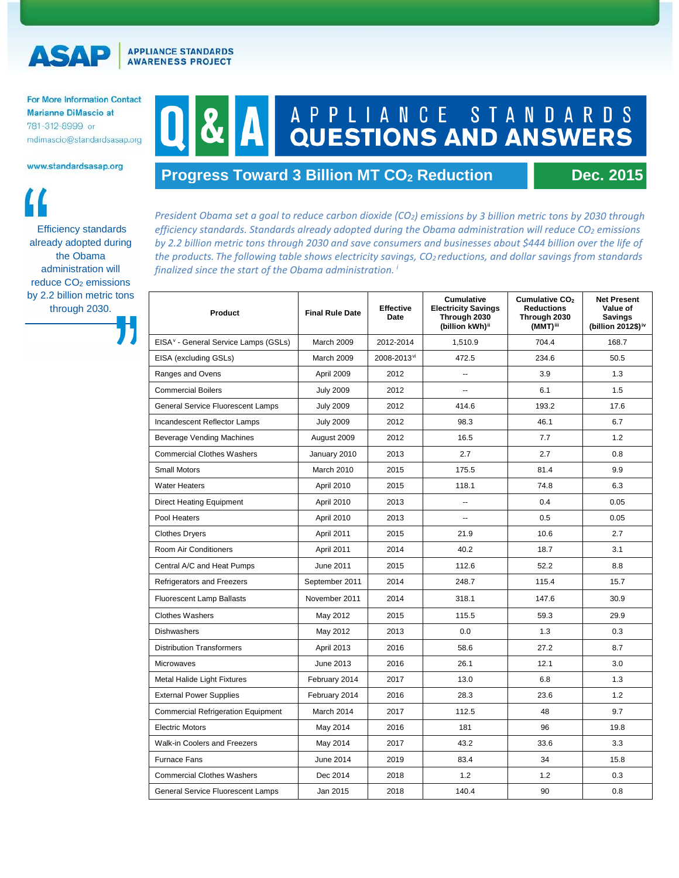**ASAP** APPLIANCE STANDARDS AWARENESS PROJECT

For More Information Contact
Marianne DiMascio at
781-312-8999 or
mdimascio@standardsasap.org

www.standardsasap.org

# Q & A APPLIANCE STANDARDS QUESTIONS AND ANSWERS

## Progress Toward 3 Billion MT $CO_2$ Reduction — Dec. 2015

> Efficiency standards already adopted during the Obama administration will reduce $CO_2$ emissions by 2.2 billion metric tons through 2030.

*President Obama set a goal to reduce carbon dioxide ($CO_2$) emissions by 3 billion metric tons by 2030 through efficiency standards. Standards already adopted during the Obama administration will reduce $CO_2$ emissions by 2.2 billion metric tons through 2030 and save consumers and businesses about $444 billion over the life of the products. The following table shows electricity savings, $CO_2$ reductions, and dollar savings from standards finalized since the start of the Obama administration.* [i]

| Product | Final Rule Date | Effective Date | Cumulative Electricity Savings Through 2030 (billion kWh)[ii] | Cumulative $CO_2$ Reductions Through 2030 (MMT)[iii] | Net Present Value of Savings (billion 2012$)[iv] |
|---|---|---|---|---|---|
| EISA[v] - General Service Lamps (GSLs) | March 2009 | 2012-2014 | 1,510.9 | 704.4 | 168.7 |
| EISA (excluding GSLs) | March 2009 | 2008-2013[vi] | 472.5 | 234.6 | 50.5 |
| Ranges and Ovens | April 2009 | 2012 | -- | 3.9 | 1.3 |
| Commercial Boilers | July 2009 | 2012 | -- | 6.1 | 1.5 |
| General Service Fluorescent Lamps | July 2009 | 2012 | 414.6 | 193.2 | 17.6 |
| Incandescent Reflector Lamps | July 2009 | 2012 | 98.3 | 46.1 | 6.7 |
| Beverage Vending Machines | August 2009 | 2012 | 16.5 | 7.7 | 1.2 |
| Commercial Clothes Washers | January 2010 | 2013 | 2.7 | 2.7 | 0.8 |
| Small Motors | March 2010 | 2015 | 175.5 | 81.4 | 9.9 |
| Water Heaters | April 2010 | 2015 | 118.1 | 74.8 | 6.3 |
| Direct Heating Equipment | April 2010 | 2013 | -- | 0.4 | 0.05 |
| Pool Heaters | April 2010 | 2013 | -- | 0.5 | 0.05 |
| Clothes Dryers | April 2011 | 2015 | 21.9 | 10.6 | 2.7 |
| Room Air Conditioners | April 2011 | 2014 | 40.2 | 18.7 | 3.1 |
| Central A/C and Heat Pumps | June 2011 | 2015 | 112.6 | 52.2 | 8.8 |
| Refrigerators and Freezers | September 2011 | 2014 | 248.7 | 115.4 | 15.7 |
| Fluorescent Lamp Ballasts | November 2011 | 2014 | 318.1 | 147.6 | 30.9 |
| Clothes Washers | May 2012 | 2015 | 115.5 | 59.3 | 29.9 |
| Dishwashers | May 2012 | 2013 | 0.0 | 1.3 | 0.3 |
| Distribution Transformers | April 2013 | 2016 | 58.6 | 27.2 | 8.7 |
| Microwaves | June 2013 | 2016 | 26.1 | 12.1 | 3.0 |
| Metal Halide Light Fixtures | February 2014 | 2017 | 13.0 | 6.8 | 1.3 |
| External Power Supplies | February 2014 | 2016 | 28.3 | 23.6 | 1.2 |
| Commercial Refrigeration Equipment | March 2014 | 2017 | 112.5 | 48 | 9.7 |
| Electric Motors | May 2014 | 2016 | 181 | 96 | 19.8 |
| Walk-in Coolers and Freezers | May 2014 | 2017 | 43.2 | 33.6 | 3.3 |
| Furnace Fans | June 2014 | 2019 | 83.4 | 34 | 15.8 |
| Commercial Clothes Washers | Dec 2014 | 2018 | 1.2 | 1.2 | 0.3 |
| General Service Fluorescent Lamps | Jan 2015 | 2018 | 140.4 | 90 | 0.8 |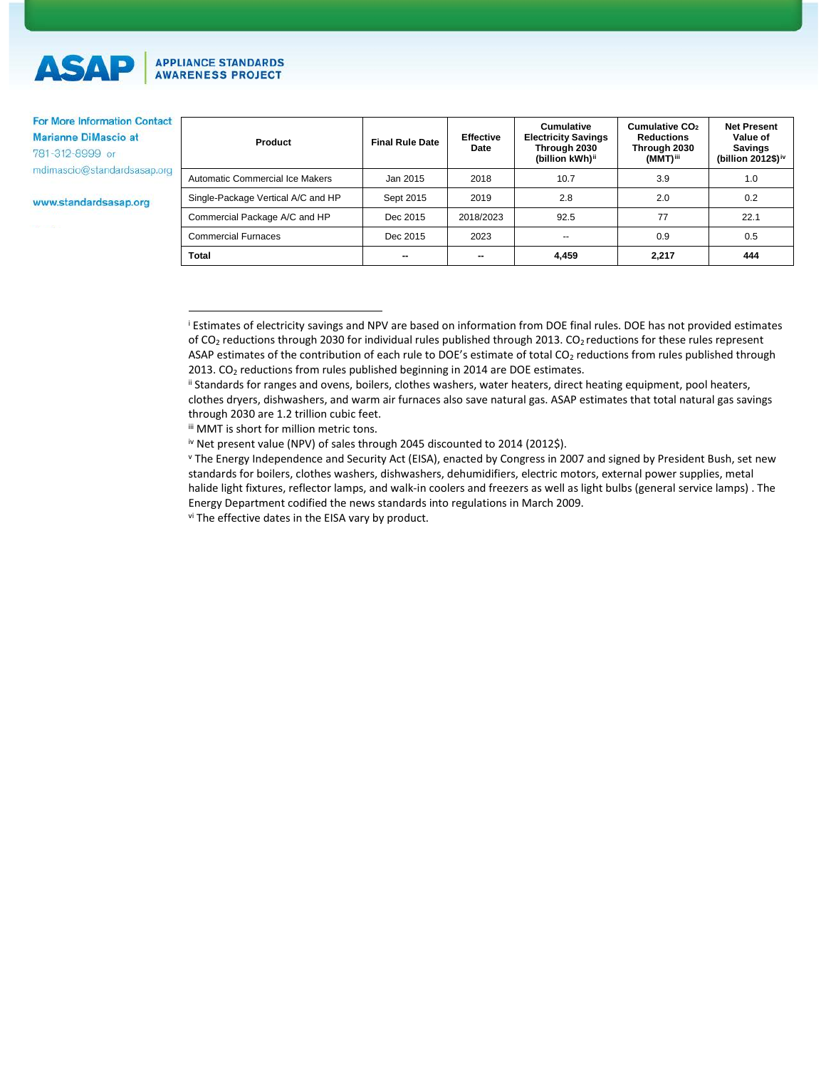For More Information Contact
Marianne DiMascio at
781-312-8999 or
mdimascio@standardsasap.org

www.standardsasap.org

| Product | Final Rule Date | Effective Date | Cumulative Electricity Savings Through 2030 (billion kWh)[ii] | Cumulative $CO_2$ Reductions Through 2030 (MMT)[iii] | Net Present Value of Savings (billion 2012$)[iv] |
|---|---|---|---|---|---|
| Automatic Commercial Ice Makers | Jan 2015 | 2018 | 10.7 | 3.9 | 1.0 |
| Single-Package Vertical A/C and HP | Sept 2015 | 2019 | 2.8 | 2.0 | 0.2 |
| Commercial Package A/C and HP | Dec 2015 | 2018/2023 | 92.5 | 77 | 22.1 |
| Commercial Furnaces | Dec 2015 | 2023 | -- | 0.9 | 0.5 |
| **Total** | **--** | **--** | **4,459** | **2,217** | **444** |

---

[i] Estimates of electricity savings and NPV are based on information from DOE final rules. DOE has not provided estimates of $CO_2$ reductions through 2030 for individual rules published through 2013. $CO_2$ reductions for these rules represent ASAP estimates of the contribution of each rule to DOE's estimate of total $CO_2$ reductions from rules published through 2013. $CO_2$ reductions from rules published beginning in 2014 are DOE estimates.

[ii] Standards for ranges and ovens, boilers, clothes washers, water heaters, direct heating equipment, pool heaters, clothes dryers, dishwashers, and warm air furnaces also save natural gas. ASAP estimates that total natural gas savings through 2030 are 1.2 trillion cubic feet.

[iii] MMT is short for million metric tons.

[iv] Net present value (NPV) of sales through 2045 discounted to 2014 (2012$).

[v] The Energy Independence and Security Act (EISA), enacted by Congress in 2007 and signed by President Bush, set new standards for boilers, clothes washers, dishwashers, dehumidifiers, electric motors, external power supplies, metal halide light fixtures, reflector lamps, and walk-in coolers and freezers as well as light bulbs (general service lamps) . The Energy Department codified the news standards into regulations in March 2009.

[vi] The effective dates in the EISA vary by product.